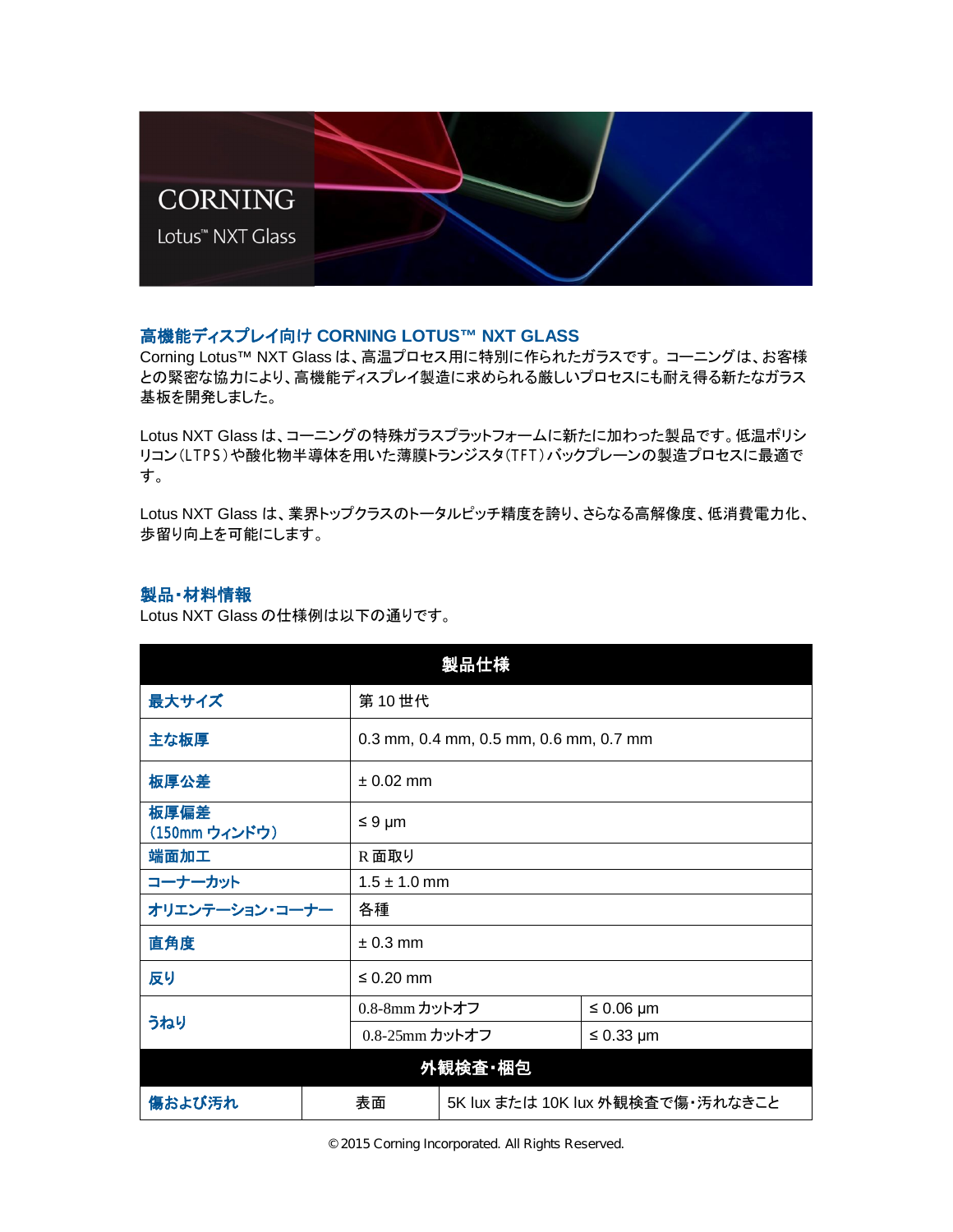CORNING

Lotus™ NXT Glass

## 高機能ディスプレイ向け CORNING LOTUS™ NXT GLASS

Corning Lotus™ NXT Glass は、高温プロセス用に特別に作られたガラスです。コーニングは、お客様との緊密な協力により、高機能ディスプレイ製造に求められる厳しいプロセスにも耐え得る新たなガラス基板を開発しました。

Lotus NXT Glass は、コーニングの特殊ガラスプラットフォームに新たに加わった製品です。低温ポリシリコン（LTPS）や酸化物半導体を用いた薄膜トランジスタ（TFT）バックプレーンの製造プロセスに最適です。

Lotus NXT Glass は、業界トップクラスのトータルピッチ精度を誇り、さらなる高解像度、低消費電力化、歩留り向上を可能にします。

## 製品・材料情報

Lotus NXT Glass の仕様例は以下の通りです。

| 製品仕様 | | |
|---|---|---|
| 最大サイズ | 第 10 世代 | |
| 主な板厚 | 0.3 mm, 0.4 mm, 0.5 mm, 0.6 mm, 0.7 mm | |
| 板厚公差 | ± 0.02 mm | |
| 板厚偏差（150mm ウィンドウ） | ≤ 9 µm | |
| 端面加工 | R 面取り | |
| コーナーカット | 1.5 ± 1.0 mm | |
| オリエンテーション・コーナー | 各種 | |
| 直角度 | ± 0.3 mm | |
| 反り | ≤ 0.20 mm | |
| うねり | 0.8-8mm カットオフ | ≤ 0.06 µm |
| | 0.8-25mm カットオフ | ≤ 0.33 µm |
| **外観検査・梱包** | | |
| 傷および汚れ | 表面 | 5K lux または 10K lux 外観検査で傷・汚れなきこと |

© 2015 Corning Incorporated. All Rights Reserved.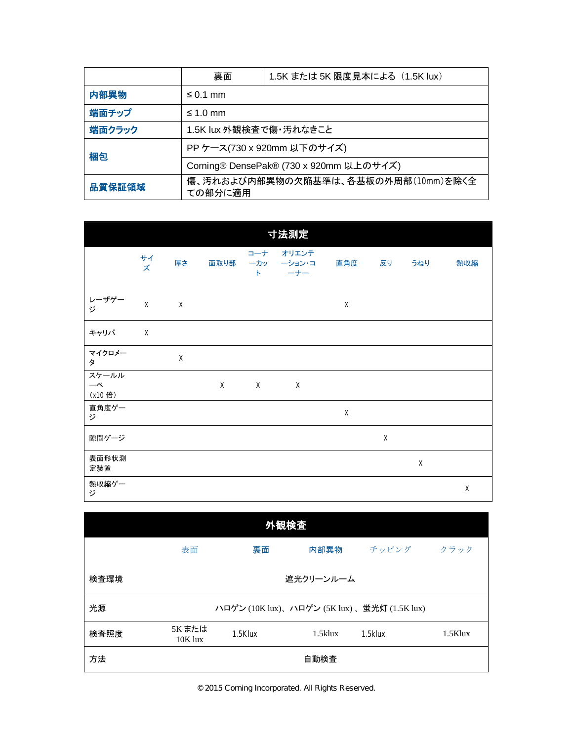|  | 裏面 | 1.5K または 5K 限度見本による（1.5K lux） |
| --- | --- | --- |
| **内部異物** | ≤ 0.1 mm | |
| **端面チップ** | ≤ 1.0 mm | |
| **端面クラック** | 1.5K lux 外観検査で傷･汚れなきこと | |
| **梱包** | PP ケース(730 x 920mm 以下のサイズ) | |
| | Corning® DensePak® (730 x 920mm 以上のサイズ) | |
| **品質保証領域** | 傷、汚れおよび内部異物の欠陥基準は、各基板の外周部（10mm）を除く全ての部分に適用 | |

## 寸法測定

|  | サイズ | 厚さ | 面取り部 | コーナーカット | オリエンテーション･コーナー | 直角度 | 反り | うねり | 熱収縮 |
| --- | --- | --- | --- | --- | --- | --- | --- | --- | --- |
| レーザゲージ | X | X |  |  |  | X |  |  |  |
| キャリパ | X |  |  |  |  |  |  |  |  |
| マイクロメータ |  | X |  |  |  |  |  |  |  |
| スケールルーペ（x10 倍） |  |  | X | X | X |  |  |  |  |
| 直角度ゲージ |  |  |  |  |  | X |  |  |  |
| 隙間ゲージ |  |  |  |  |  |  | X |  |  |
| 表面形状測定装置 |  |  |  |  |  |  |  | X |  |
| 熱収縮ゲージ |  |  |  |  |  |  |  |  | X |

## 外観検査

|  | 表面 | 裏面 | 内部異物 | チッピング | クラック |
| --- | --- | --- | --- | --- | --- |
| 検査環境 | 遮光クリーンルーム | | | | |
| 光源 | ハロゲン (10K lux)、ハロゲン (5K lux) 、蛍光灯 (1.5K lux) | | | | |
| 検査照度 | 5K または 10K lux | 1.5Klux | 1.5klux | 1.5klux | 1.5Klux |
| 方法 | 自動検査 | | | | |

© 2015 Corning Incorporated. All Rights Reserved.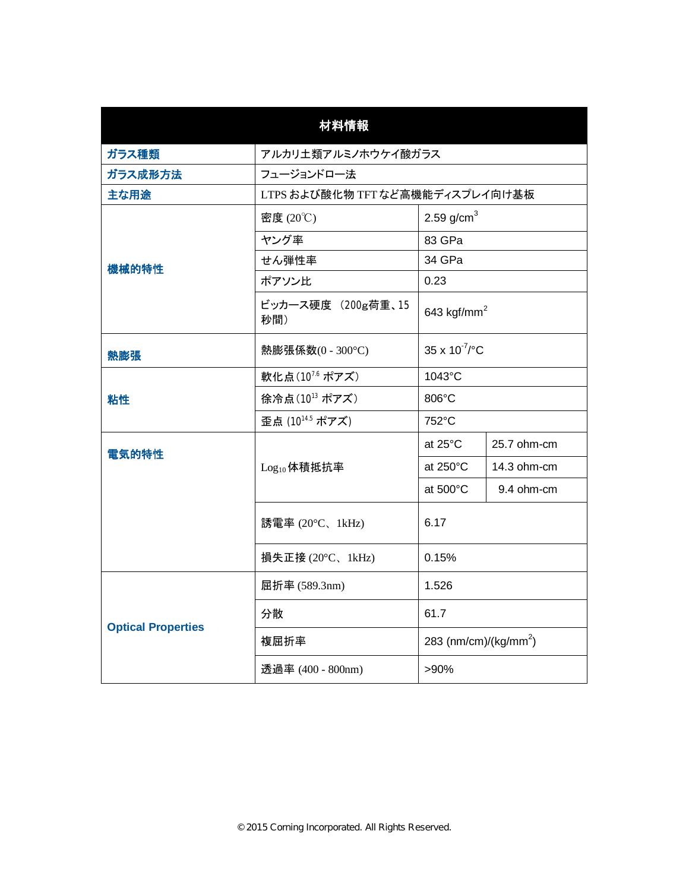| 材料情報 | | | |
|---|---|---|---|
| ガラス種類 | アルカリ土類アルミノホウケイ酸ガラス | | |
| ガラス成形方法 | フュージョンドロー法 | | |
| 主な用途 | LTPS および酸化物 TFT など高機能ディスプレイ向け基板 | | |
| 機械的特性 | 密度 (20℃) | 2.59 g/cm$^3$ | |
| | ヤング率 | 83 GPa | |
| | せん弾性率 | 34 GPa | |
| | ポアソン比 | 0.23 | |
| | ビッカース硬度 （200g荷重、15秒間） | 643 kgf/mm$^2$ | |
| 熱膨張 | 熱膨張係数(0 - 300°C) | 35 x $10^{-7}$/°C | |
| 粘性 | 軟化点（$10^{7.6}$ ポアズ） | 1043°C | |
| | 徐冷点（$10^{13}$ ポアズ） | 806°C | |
| | 歪点（$10^{14.5}$ ポアズ） | 752°C | |
| 電気的特性 | $Log_{10}$ 体積抵抗率 | at 25°C | 25.7 ohm-cm |
| | | at 250°C | 14.3 ohm-cm |
| | | at 500°C | 9.4 ohm-cm |
| | 誘電率 (20°C、1kHz) | 6.17 | |
| | 損失正接 (20°C、1kHz) | 0.15% | |
| Optical Properties | 屈折率 (589.3nm) | 1.526 | |
| | 分散 | 61.7 | |
| | 複屈折率 | 283 (nm/cm)/(kg/mm$^2$) | |
| | 透過率 (400 - 800nm) | >90% | |

© 2015 Corning Incorporated. All Rights Reserved.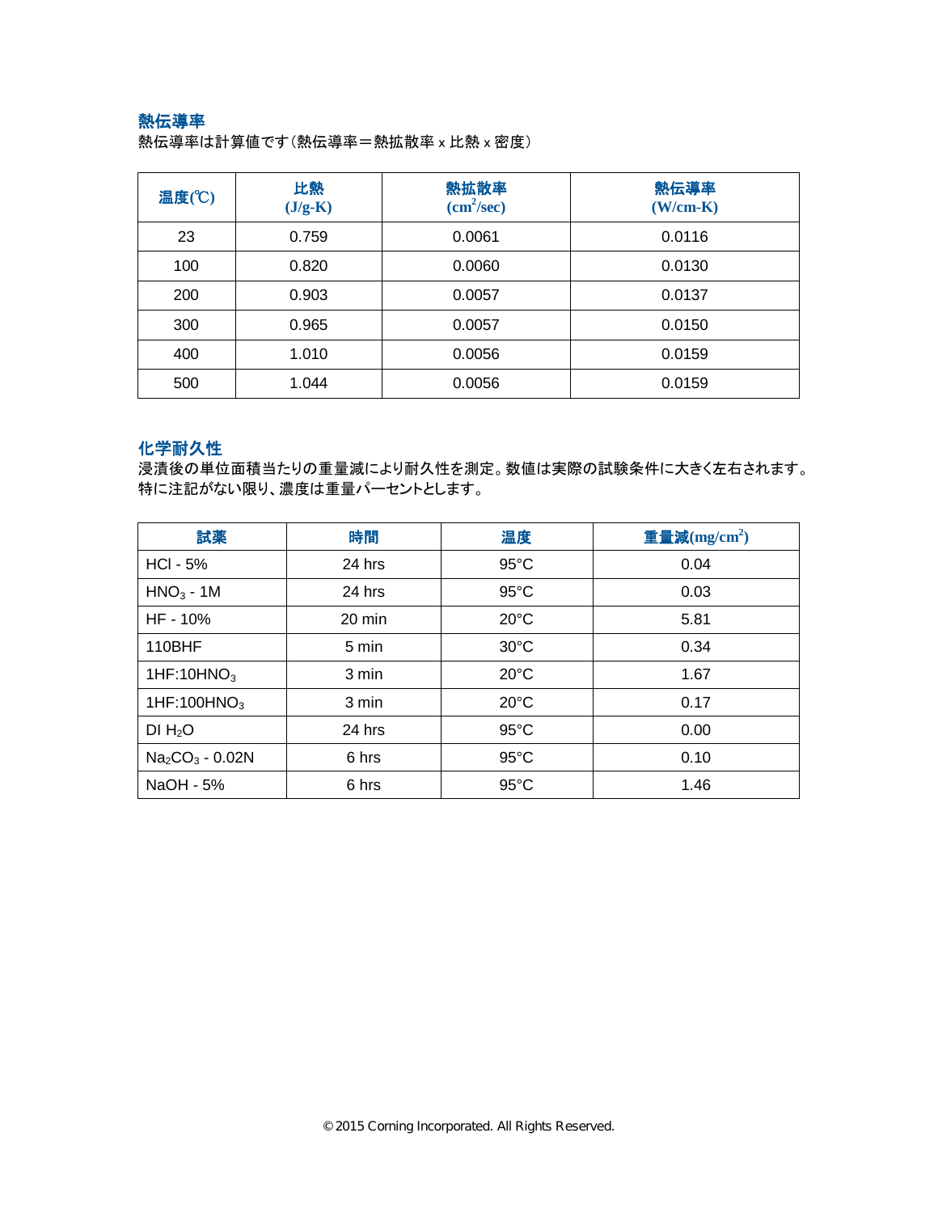## 熱伝導率

熱伝導率は計算値です（熱伝導率＝熱拡散率 x 比熱 x 密度）

| 温度(℃) | 比熱 (J/g-K) | 熱拡散率 ($cm^2/sec$) | 熱伝導率 (W/cm-K) |
|---|---|---|---|
| 23 | 0.759 | 0.0061 | 0.0116 |
| 100 | 0.820 | 0.0060 | 0.0130 |
| 200 | 0.903 | 0.0057 | 0.0137 |
| 300 | 0.965 | 0.0057 | 0.0150 |
| 400 | 1.010 | 0.0056 | 0.0159 |
| 500 | 1.044 | 0.0056 | 0.0159 |

## 化学耐久性

浸漬後の単位面積当たりの重量減により耐久性を測定。数値は実際の試験条件に大きく左右されます。特に注記がない限り、濃度は重量パーセントとします。

| 試薬 | 時間 | 温度 | 重量減($mg/cm^2$) |
|---|---|---|---|
| HCl - 5% | 24 hrs | 95°C | 0.04 |
| $HNO_3$ - 1M | 24 hrs | 95°C | 0.03 |
| HF - 10% | 20 min | 20°C | 5.81 |
| 110BHF | 5 min | 30°C | 0.34 |
| 1HF:10$HNO_3$ | 3 min | 20°C | 1.67 |
| 1HF:100$HNO_3$ | 3 min | 20°C | 0.17 |
| DI $H_2O$ | 24 hrs | 95°C | 0.00 |
| $Na_2CO_3$ - 0.02N | 6 hrs | 95°C | 0.10 |
| NaOH - 5% | 6 hrs | 95°C | 1.46 |

© 2015 Corning Incorporated. All Rights Reserved.